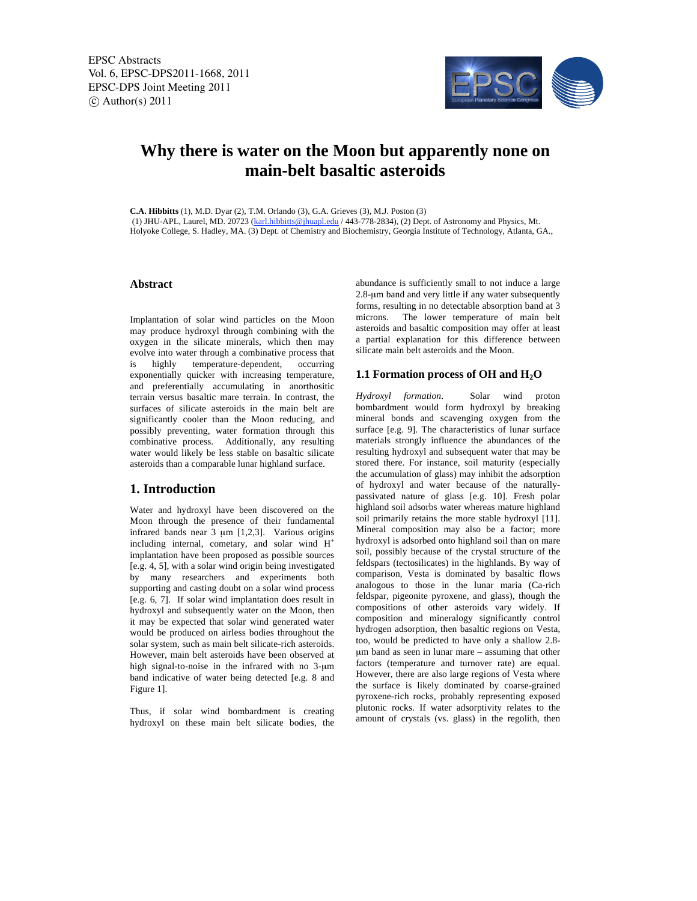EPSC Abstracts
Vol. 6, EPSC-DPS2011-1668, 2011
EPSC-DPS Joint Meeting 2011
© Author(s) 2011

# Why there is water on the Moon but apparently none on main-belt basaltic asteroids

**C.A. Hibbitts** (1), M.D. Dyar (2), T.M. Orlando (3), G.A. Grieves (3), M.J. Poston (3)
(1) JHU-APL, Laurel, MD. 20723 (karl.hibbitts@jhuapl.edu / 443-778-2834), (2) Dept. of Astronomy and Physics, Mt. Holyoke College, S. Hadley, MA. (3) Dept. of Chemistry and Biochemistry, Georgia Institute of Technology, Atlanta, GA.,

## Abstract

Implantation of solar wind particles on the Moon may produce hydroxyl through combining with the oxygen in the silicate minerals, which then may evolve into water through a combinative process that is highly temperature-dependent, occurring exponentially quicker with increasing temperature, and preferentially accumulating in anorthositic terrain versus basaltic mare terrain. In contrast, the surfaces of silicate asteroids in the main belt are significantly cooler than the Moon reducing, and possibly preventing, water formation through this combinative process. Additionally, any resulting water would likely be less stable on basaltic silicate asteroids than a comparable lunar highland surface.

## 1. Introduction

Water and hydroxyl have been discovered on the Moon through the presence of their fundamental infrared bands near 3 μm [1,2,3]. Various origins including internal, cometary, and solar wind $H^+$ implantation have been proposed as possible sources [e.g. 4, 5], with a solar wind origin being investigated by many researchers and experiments both supporting and casting doubt on a solar wind process [e.g. 6, 7]. If solar wind implantation does result in hydroxyl and subsequently water on the Moon, then it may be expected that solar wind generated water would be produced on airless bodies throughout the solar system, such as main belt silicate-rich asteroids. However, main belt asteroids have been observed at high signal-to-noise in the infrared with no 3-μm band indicative of water being detected [e.g. 8 and Figure 1].

Thus, if solar wind bombardment is creating hydroxyl on these main belt silicate bodies, the abundance is sufficiently small to not induce a large 2.8-μm band and very little if any water subsequently forms, resulting in no detectable absorption band at 3 microns. The lower temperature of main belt asteroids and basaltic composition may offer at least a partial explanation for this difference between silicate main belt asteroids and the Moon.

### 1.1 Formation process of OH and $H_2O$

*Hydroxyl formation*. Solar wind proton bombardment would form hydroxyl by breaking mineral bonds and scavenging oxygen from the surface [e.g. 9]. The characteristics of lunar surface materials strongly influence the abundances of the resulting hydroxyl and subsequent water that may be stored there. For instance, soil maturity (especially the accumulation of glass) may inhibit the adsorption of hydroxyl and water because of the naturally-passivated nature of glass [e.g. 10]. Fresh polar highland soil adsorbs water whereas mature highland soil primarily retains the more stable hydroxyl [11]. Mineral composition may also be a factor; more hydroxyl is adsorbed onto highland soil than on mare soil, possibly because of the crystal structure of the feldspars (tectosilicates) in the highlands. By way of comparison, Vesta is dominated by basaltic flows analogous to those in the lunar maria (Ca-rich feldspar, pigeonite pyroxene, and glass), though the compositions of other asteroids vary widely. If composition and mineralogy significantly control hydrogen adsorption, then basaltic regions on Vesta, too, would be predicted to have only a shallow 2.8-μm band as seen in lunar mare – assuming that other factors (temperature and turnover rate) are equal. However, there are also large regions of Vesta where the surface is likely dominated by coarse-grained pyroxene-rich rocks, probably representing exposed plutonic rocks. If water adsorptivity relates to the amount of crystals (vs. glass) in the regolith, then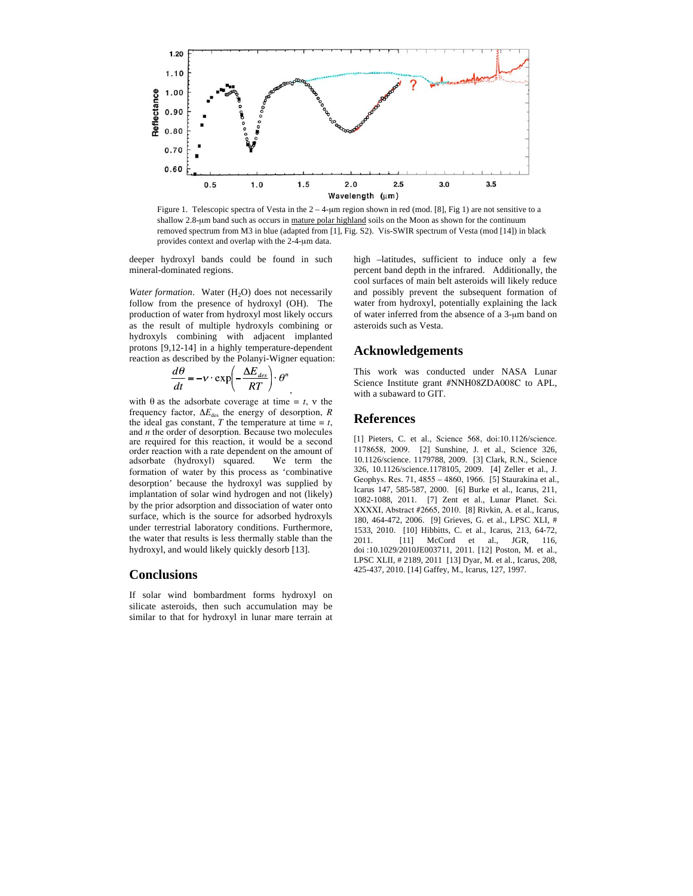1.20
1.10
1.00
0.90
0.80
0.70
0.60
Reflectance
0.5
1.0
1.5
2.0
2.5
3.0
3.5
Wavelength (μm)
?

Figure 1. Telescopic spectra of Vesta in the 2 – 4-μm region shown in red (mod. [8], Fig 1) are not sensitive to a shallow 2.8-μm band such as occurs in mature polar highland soils on the Moon as shown for the continuum removed spectrum from M3 in blue (adapted from [1], Fig. S2). Vis-SWIR spectrum of Vesta (mod [14]) in black provides context and overlap with the 2-4-μm data.

deeper hydroxyl bands could be found in such mineral-dominated regions.

*Water formation*. Water ($H_2O$) does not necessarily follow from the presence of hydroxyl (OH). The production of water from hydroxyl most likely occurs as the result of multiple hydroxyls combining or hydroxyls combining with adjacent implanted protons [9,12-14] in a highly temperature-dependent reaction as described by the Polanyi-Wigner equation:

$$\frac{d\theta}{dt} = -\nu \cdot \exp\left(-\frac{\Delta E_{des}}{RT}\right) \cdot \theta^n,$$

with θ as the adsorbate coverage at time = $t$, ν the frequency factor, $\Delta E_{des}$ the energy of desorption, $R$ the ideal gas constant, $T$ the temperature at time = $t$, and $n$ the order of desorption. Because two molecules are required for this reaction, it would be a second order reaction with a rate dependent on the amount of adsorbate (hydroxyl) squared. We term the formation of water by this process as 'combinative desorption' because the hydroxyl was supplied by implantation of solar wind hydrogen and not (likely) by the prior adsorption and dissociation of water onto surface, which is the source for adsorbed hydroxyls under terrestrial laboratory conditions. Furthermore, the water that results is less thermally stable than the hydroxyl, and would likely quickly desorb [13].

## Conclusions

If solar wind bombardment forms hydroxyl on silicate asteroids, then such accumulation may be similar to that for hydroxyl in lunar mare terrain at high –latitudes, sufficient to induce only a few percent band depth in the infrared. Additionally, the cool surfaces of main belt asteroids will likely reduce and possibly prevent the subsequent formation of water from hydroxyl, potentially explaining the lack of water inferred from the absence of a 3-μm band on asteroids such as Vesta.

## Acknowledgements

This work was conducted under NASA Lunar Science Institute grant #NNH08ZDA008C to APL, with a subaward to GIT.

## References

[1] Pieters, C. et al., Science 568, doi:10.1126/science. 1178658, 2009. [2] Sunshine, J. et al., Science 326, 10.1126/science. 1179788, 2009. [3] Clark, R.N., Science 326, 10.1126/science.1178105, 2009. [4] Zeller et al., J. Geophys. Res. 71, 4855 – 4860, 1966. [5] Staurakina et al., Icarus 147, 585-587, 2000. [6] Burke et al., Icarus, 211, 1082-1088, 2011. [7] Zent et al., Lunar Planet. Sci. XXXXI, Abstract #2665, 2010. [8] Rivkin, A. et al., Icarus, 180, 464-472, 2006. [9] Grieves, G. et al., LPSC XLI, # 1533, 2010. [10] Hibbitts, C. et al., Icarus, 213, 64-72, 2011. [11] McCord et al., JGR, 116, doi :10.1029/2010JE003711, 2011. [12] Poston, M. et al., LPSC XLII, # 2189, 2011 [13] Dyar, M. et al., Icarus, 208, 425-437, 2010. [14] Gaffey, M., Icarus, 127, 1997.